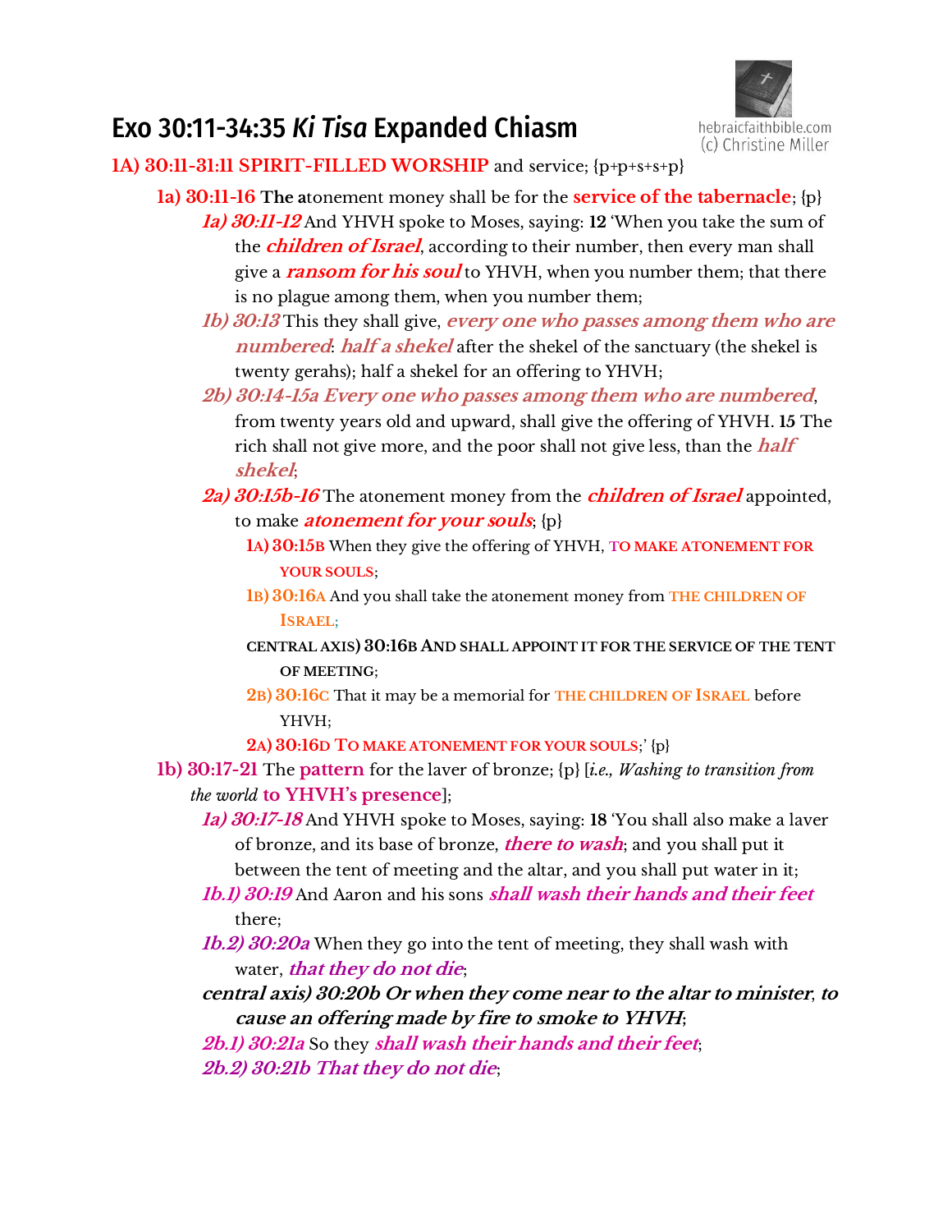# Exo 30:11-34:35 *Ki Tisa* Expanded Chiasm

hebraicfaithbible.com
(c) Christine Miller

**1A) 30:11-31:11 SPIRIT-FILLED WORSHIP** and service; {p+p+s+s+p}

- **1a) 30:11-16 The a**tonement money shall be for the **service of the tabernacle**; {p}
    - ***1a) 30:11-12*** And YHVH spoke to Moses, saying: **12** 'When you take the sum of the ***children of Israel***, according to their number, then every man shall give a ***ransom for his soul*** to YHVH, when you number them; that there is no plague among them, when you number them;
    - ***1b) 30:13*** This they shall give, ***every one who passes among them who are numbered***: ***half a shekel*** after the shekel of the sanctuary (the shekel is twenty gerahs); half a shekel for an offering to YHVH;
    - ***2b) 30:14-15a Every one who passes among them who are numbered***, from twenty years old and upward, shall give the offering of YHVH. **15** The rich shall not give more, and the poor shall not give less, than the ***half shekel***;
    - ***2a) 30:15b-16*** The atonement money from the ***children of Israel*** appointed, to make ***atonement for your souls***; {p}
        - **1A) 30:15B** When they give the offering of YHVH, TO MAKE ATONEMENT FOR YOUR SOULS;
        - **1B) 30:16A** And you shall take the atonement money from THE CHILDREN OF ISRAEL;
        - **CENTRAL AXIS) 30:16B AND SHALL APPOINT IT FOR THE SERVICE OF THE TENT OF MEETING;**
        - **2B) 30:16C** That it may be a memorial for THE CHILDREN OF ISRAEL before YHVH;
        - **2A) 30:16D TO MAKE ATONEMENT FOR YOUR SOULS**;' {p}
- **1b) 30:17-21** The **pattern** for the laver of bronze; {p} [*i.e., Washing to transition from the world* **to YHVH's presence**];
    - ***1a) 30:17-18*** And YHVH spoke to Moses, saying: **18** 'You shall also make a laver of bronze, and its base of bronze, ***there to wash***; and you shall put it between the tent of meeting and the altar, and you shall put water in it;
    - ***1b.1) 30:19*** And Aaron and his sons ***shall wash their hands and their feet*** there;
    - ***1b.2) 30:20a*** When they go into the tent of meeting, they shall wash with water, ***that they do not die***;
    - ***central axis) 30:20b Or when they come near to the altar to minister, to cause an offering made by fire to smoke to YHVH***;
    - ***2b.1) 30:21a*** So they ***shall wash their hands and their feet***;
    - ***2b.2) 30:21b That they do not die***;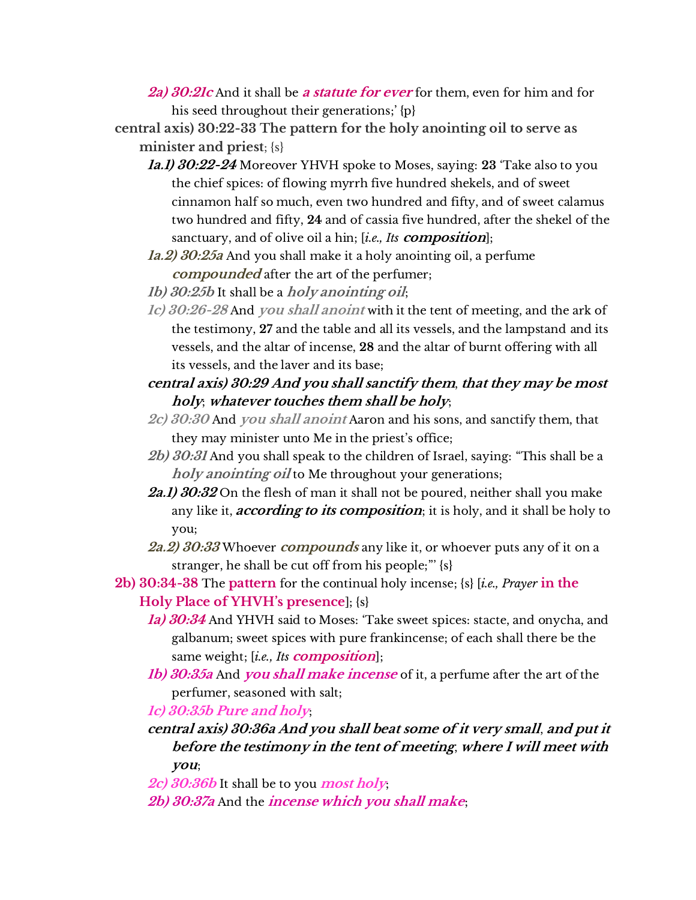*2a) 30:21c* And it shall be ***a statute for ever*** for them, even for him and for his seed throughout their generations;' {p}

**central axis) 30:22-33 The pattern for the holy anointing oil to serve as minister and priest**; {s}

*1a.1) 30:22-24* Moreover YHVH spoke to Moses, saying: **23** 'Take also to you the chief spices: of flowing myrrh five hundred shekels, and of sweet cinnamon half so much, even two hundred and fifty, and of sweet calamus two hundred and fifty, **24** and of cassia five hundred, after the shekel of the sanctuary, and of olive oil a hin; [*i.e., Its* ***composition***];

*1a.2) 30:25a* And you shall make it a holy anointing oil, a perfume ***compounded*** after the art of the perfumer;

*1b) 30:25b* It shall be a ***holy anointing oil***;

*1c) 30:26-28* And ***you shall anoint*** with it the tent of meeting, and the ark of the testimony, **27** and the table and all its vessels, and the lampstand and its vessels, and the altar of incense, **28** and the altar of burnt offering with all its vessels, and the laver and its base;

***central axis) 30:29 And you shall sanctify them, that they may be most holy; whatever touches them shall be holy;***

*2c) 30:30* And ***you shall anoint*** Aaron and his sons, and sanctify them, that they may minister unto Me in the priest's office;

*2b) 30:31* And you shall speak to the children of Israel, saying: "This shall be a ***holy anointing oil*** to Me throughout your generations;

*2a.1) 30:32* On the flesh of man it shall not be poured, neither shall you make any like it, ***according to its composition***; it is holy, and it shall be holy to you;

*2a.2) 30:33* Whoever ***compounds*** any like it, or whoever puts any of it on a stranger, he shall be cut off from his people;"' {s}

**2b) 30:34-38** The **pattern** for the continual holy incense; {s} [*i.e., Prayer* **in the Holy Place of YHVH's presence**]; {s}

*1a) 30:34* And YHVH said to Moses: 'Take sweet spices: stacte, and onycha, and galbanum; sweet spices with pure frankincense; of each shall there be the same weight; [*i.e., Its* ***composition***];

*1b) 30:35a* And ***you shall make incense*** of it, a perfume after the art of the perfumer, seasoned with salt;

*1c) 30:35b Pure and holy*;

***central axis) 30:36a And you shall beat some of it very small, and put it before the testimony in the tent of meeting, where I will meet with you;***

*2c) 30:36b* It shall be to you ***most holy***;

*2b) 30:37a* And the ***incense which you shall make***;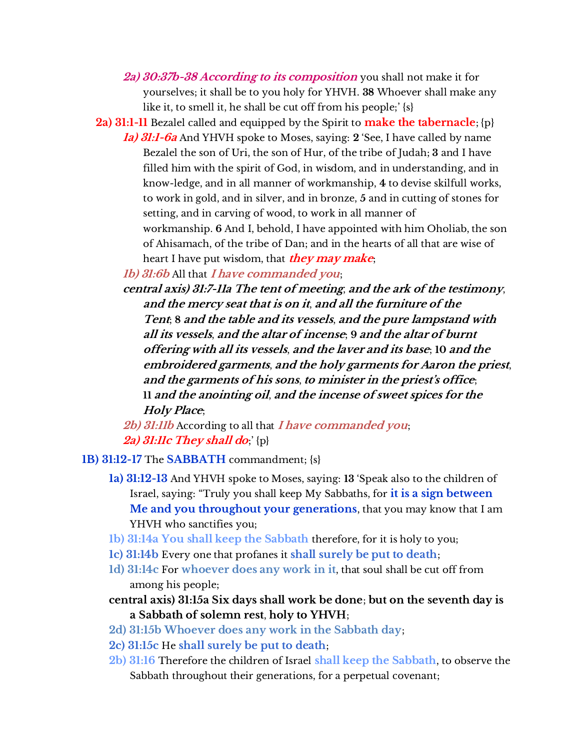*__2a) 30:37b-38 According to its composition__* you shall not make it for yourselves; it shall be to you holy for YHVH. **38** Whoever shall make any like it, to smell it, he shall be cut off from his people;' {s}

**2a) 31:1-11** Bezalel called and equipped by the Spirit to **make the tabernacle**; {p}

*__1a) 31:1-6a__* And YHVH spoke to Moses, saying: **2** 'See, I have called by name Bezalel the son of Uri, the son of Hur, of the tribe of Judah; **3** and I have filled him with the spirit of God, in wisdom, and in understanding, and in know-ledge, and in all manner of workmanship, **4** to devise skilfull works, to work in gold, and in silver, and in bronze, **5** and in cutting of stones for setting, and in carving of wood, to work in all manner of workmanship. **6** And I, behold, I have appointed with him Oholiab, the son of Ahisamach, of the tribe of Dan; and in the hearts of all that are wise of heart I have put wisdom, that *__they may make__*;

*1b) 31:6b* All that *__I have commanded you__*;

*__central axis) 31:7-11a The tent of meeting__*; *__and the ark of the testimony__*, *__and the mercy seat that is on it__*, *__and all the furniture of the Tent__*; **8** *__and the table and its vessels__*, *__and the pure lampstand with all its vessels__*, *__and the altar of incense__*; **9** *__and the altar of burnt offering with all its vessels__*, *__and the laver and its base__*; **10** *__and the embroidered garments__*, *__and the holy garments for Aaron the priest__*, *__and the garments of his sons__*, *__to minister in the priest's office__*; **11** *__and the anointing oil__*, *__and the incense of sweet spices for the Holy Place__*;

*2b) 31:11b* According to all that *__I have commanded you__*;

*__2a) 31:11c They shall do__*;' {p}

**1B) 31:12-17** The **SABBATH** commandment; {s}

**1a) 31:12-13** And YHVH spoke to Moses, saying: **13** 'Speak also to the children of Israel, saying: "Truly you shall keep My Sabbaths, for **it is a sign between Me and you throughout your generations**, that you may know that I am YHVH who sanctifies you;

**1b) 31:14a You shall keep the Sabbath** therefore, for it is holy to you;

**1c) 31:14b** Every one that profanes it **shall surely be put to death**;

**1d) 31:14c** For **whoever does any work in it**, that soul shall be cut off from among his people;

**central axis) 31:15a Six days shall work be done**; **but on the seventh day is a Sabbath of solemn rest**, **holy to YHVH**;

**2d) 31:15b Whoever does any work in the Sabbath day**;

**2c) 31:15c** He **shall surely be put to death**;

**2b) 31:16** Therefore the children of Israel **shall keep the Sabbath**, to observe the Sabbath throughout their generations, for a perpetual covenant;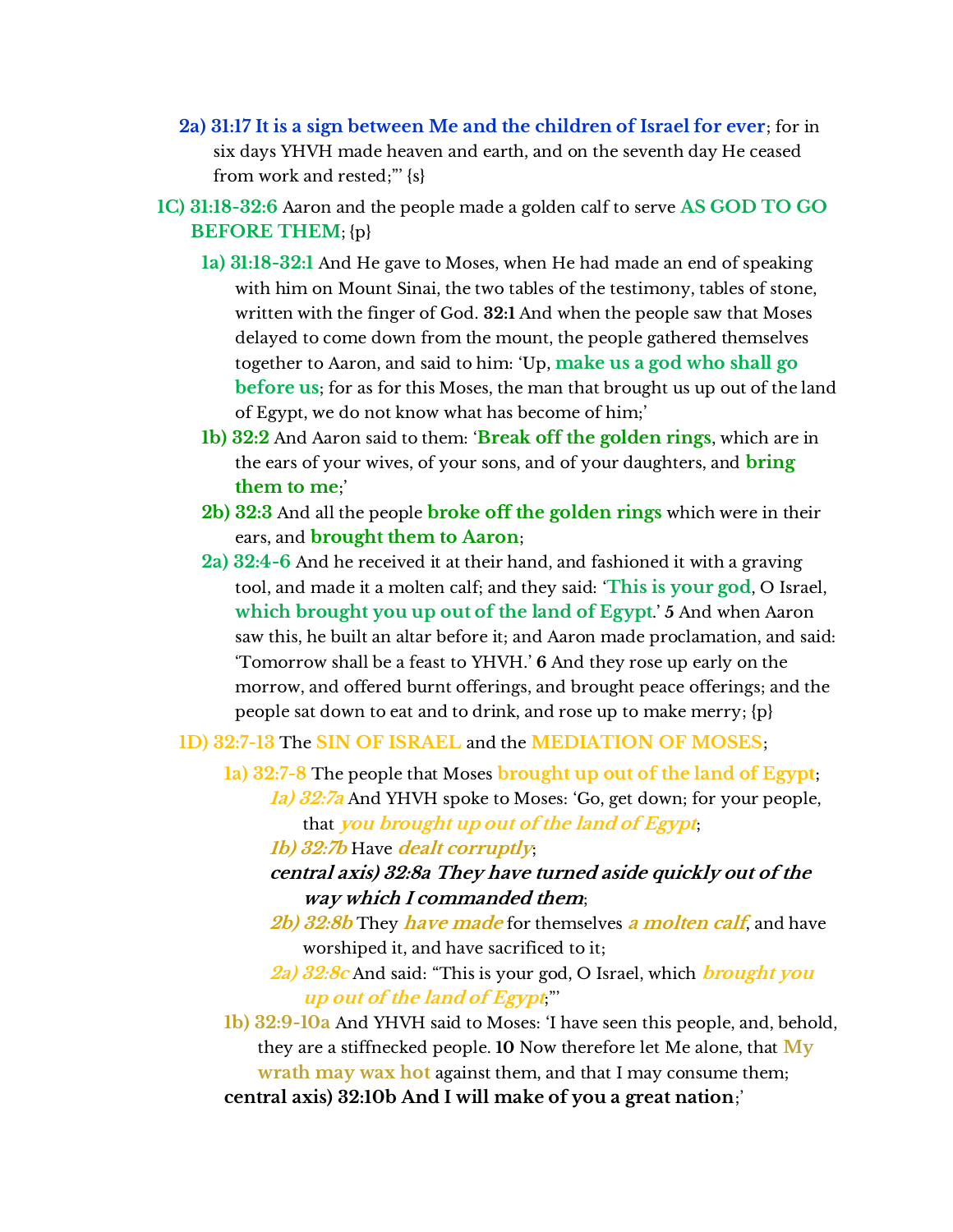**2a) 31:17 It is a sign between Me and the children of Israel for ever**; for in six days YHVH made heaven and earth, and on the seventh day He ceased from work and rested;'" {s}

**1C) 31:18-32:6** Aaron and the people made a golden calf to serve **AS GOD TO GO BEFORE THEM**; {p}

- **1a) 31:18-32:1** And He gave to Moses, when He had made an end of speaking with him on Mount Sinai, the two tables of the testimony, tables of stone, written with the finger of God. **32:1** And when the people saw that Moses delayed to come down from the mount, the people gathered themselves together to Aaron, and said to him: 'Up, **make us a god who shall go before us**; for as for this Moses, the man that brought us up out of the land of Egypt, we do not know what has become of him;'
- **1b) 32:2** And Aaron said to them: '**Break off the golden rings**, which are in the ears of your wives, of your sons, and of your daughters, and **bring them to me**;'
- **2b) 32:3** And all the people **broke off the golden rings** which were in their ears, and **brought them to Aaron**;
- **2a) 32:4-6** And he received it at their hand, and fashioned it with a graving tool, and made it a molten calf; and they said: '**This is your god**, O Israel, **which brought you up out of the land of Egypt**.' **5** And when Aaron saw this, he built an altar before it; and Aaron made proclamation, and said: 'Tomorrow shall be a feast to YHVH.' **6** And they rose up early on the morrow, and offered burnt offerings, and brought peace offerings; and the people sat down to eat and to drink, and rose up to make merry; {p}

**1D) 32:7-13** The **SIN OF ISRAEL** and the **MEDIATION OF MOSES**;

- **1a) 32:7-8** The people that Moses **brought up out of the land of Egypt**;
  - ***1a) 32:7a*** And YHVH spoke to Moses: 'Go, get down; for your people, that ***you brought up out of the land of Egypt***;
  - ***1b) 32:7b*** Have ***dealt corruptly***;
  - ***central axis) 32:8a They have turned aside quickly out of the way which I commanded them***;
  - ***2b) 32:8b*** They ***have made*** for themselves ***a molten calf***, and have worshiped it, and have sacrificed to it;
  - ***2a) 32:8c*** And said: "This is your god, O Israel, which ***brought you up out of the land of Egypt***;"'
- **1b) 32:9-10a** And YHVH said to Moses: 'I have seen this people, and, behold, they are a stiffnecked people. **10** Now therefore let Me alone, that **My wrath may wax hot** against them, and that I may consume them;
- **central axis) 32:10b And I will make of you a great nation**;'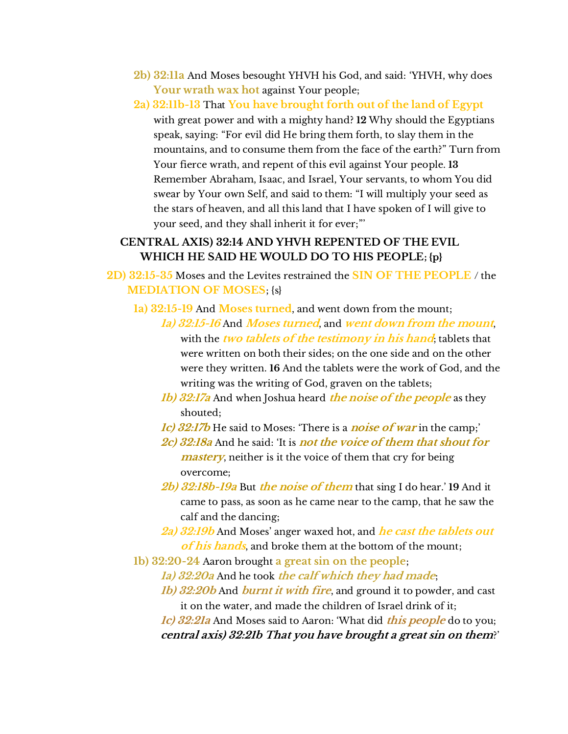**2b) 32:11a** And Moses besought YHVH his God, and said: 'YHVH, why does **Your wrath wax hot** against Your people;

**2a) 32:11b-13** That **You have brought forth out of the land of Egypt** with great power and with a mighty hand? **12** Why should the Egyptians speak, saying: "For evil did He bring them forth, to slay them in the mountains, and to consume them from the face of the earth?" Turn from Your fierce wrath, and repent of this evil against Your people. **13** Remember Abraham, Isaac, and Israel, Your servants, to whom You did swear by Your own Self, and said to them: "I will multiply your seed as the stars of heaven, and all this land that I have spoken of I will give to your seed, and they shall inherit it for ever;"'

**CENTRAL AXIS) 32:14 AND YHVH REPENTED OF THE EVIL WHICH HE SAID HE WOULD DO TO HIS PEOPLE; {p}**

**2D) 32:15-35** Moses and the Levites restrained the **SIN OF THE PEOPLE** / the **MEDIATION OF MOSES**; {s}

**1a) 32:15-19** And **Moses turned**, and went down from the mount;

***1a) 32:15-16*** And ***Moses turned***, and ***went down from the mount***, with the ***two tablets of the testimony in his hand***; tablets that were written on both their sides; on the one side and on the other were they written. **16** And the tablets were the work of God, and the writing was the writing of God, graven on the tablets;

***1b) 32:17a*** And when Joshua heard ***the noise of the people*** as they shouted;

***1c) 32:17b*** He said to Moses: 'There is a ***noise of war*** in the camp;'

***2c) 32:18a*** And he said: 'It is ***not the voice of them that shout for mastery***, neither is it the voice of them that cry for being overcome;

***2b) 32:18b-19a*** But ***the noise of them*** that sing I do hear.' **19** And it came to pass, as soon as he came near to the camp, that he saw the calf and the dancing;

***2a) 32:19b*** And Moses' anger waxed hot, and ***he cast the tablets out of his hands***, and broke them at the bottom of the mount;

**1b) 32:20-24** Aaron brought **a great sin on the people**;

***1a) 32:20a*** And he took ***the calf which they had made***;

***1b) 32:20b*** And ***burnt it with fire***, and ground it to powder, and cast it on the water, and made the children of Israel drink of it;

***1c) 32:21a*** And Moses said to Aaron: 'What did ***this people*** do to you;

***central axis) 32:21b That you have brought a great sin on them***?'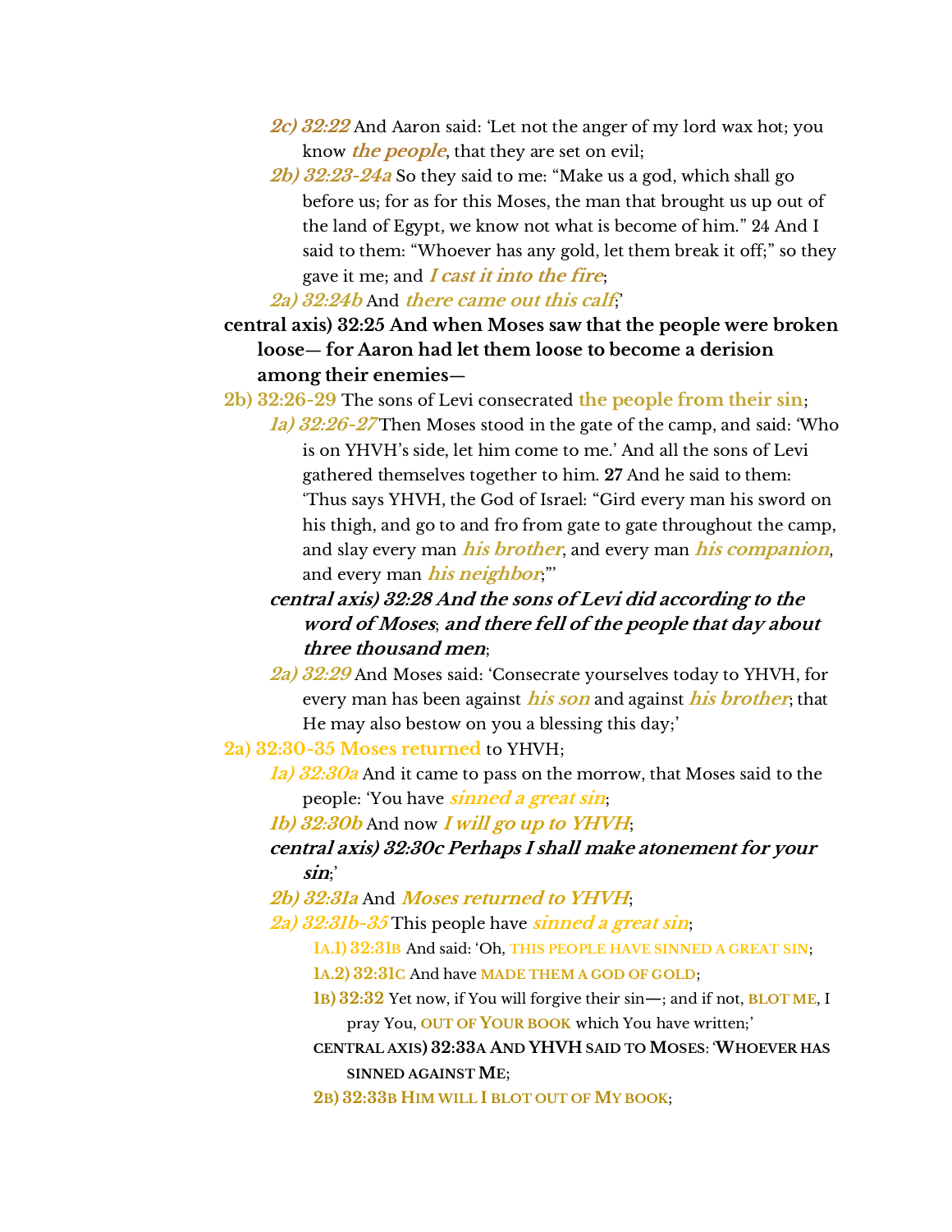*2c) 32:22* And Aaron said: 'Let not the anger of my lord wax hot; you know ***the people***, that they are set on evil;

*2b) 32:23-24a* So they said to me: "Make us a god, which shall go before us; for as for this Moses, the man that brought us up out of the land of Egypt, we know not what is become of him." 24 And I said to them: "Whoever has any gold, let them break it off;" so they gave it me; and ***I cast it into the fire***;

*2a) 32:24b* And ***there came out this calf***;'

**central axis) 32:25 And when Moses saw that the people were broken loose— for Aaron had let them loose to become a derision among their enemies—**

**2b) 32:26-29** The sons of Levi consecrated **the people from their sin**;

*1a) 32:26-27* Then Moses stood in the gate of the camp, and said: 'Who is on YHVH's side, let him come to me.' And all the sons of Levi gathered themselves together to him. **27** And he said to them: 'Thus says YHVH, the God of Israel: "Gird every man his sword on his thigh, and go to and fro from gate to gate throughout the camp, and slay every man ***his brother***, and every man ***his companion***, and every man ***his neighbor***;"'

***central axis) 32:28 And the sons of Levi did according to the word of Moses; and there fell of the people that day about three thousand men;***

*2a) 32:29* And Moses said: 'Consecrate yourselves today to YHVH, for every man has been against ***his son*** and against ***his brother***; that He may also bestow on you a blessing this day;'

**2a) 32:30-35 Moses returned** to YHVH;

*1a) 32:30a* And it came to pass on the morrow, that Moses said to the people: 'You have ***sinned a great sin***;

*1b) 32:30b* And now ***I will go up to YHVH***;

***central axis) 32:30c Perhaps I shall make atonement for your sin;'***

*2b) 32:31a* And ***Moses returned to YHVH***;

*2a) 32:31b-35* This people have ***sinned a great sin***;

**1A.1) 32:31B** And said: 'Oh, **THIS PEOPLE HAVE SINNED A GREAT SIN**;

**1A.2) 32:31C** And have **MADE THEM A GOD OF GOLD**;

**1B) 32:32** Yet now, if You will forgive their sin—; and if not, **BLOT ME**, I pray You, **OUT OF YOUR BOOK** which You have written;'

**CENTRAL AXIS) 32:33A AND YHVH SAID TO MOSES: 'WHOEVER HAS SINNED AGAINST ME;**

**2B) 32:33B HIM WILL I BLOT OUT OF MY BOOK;**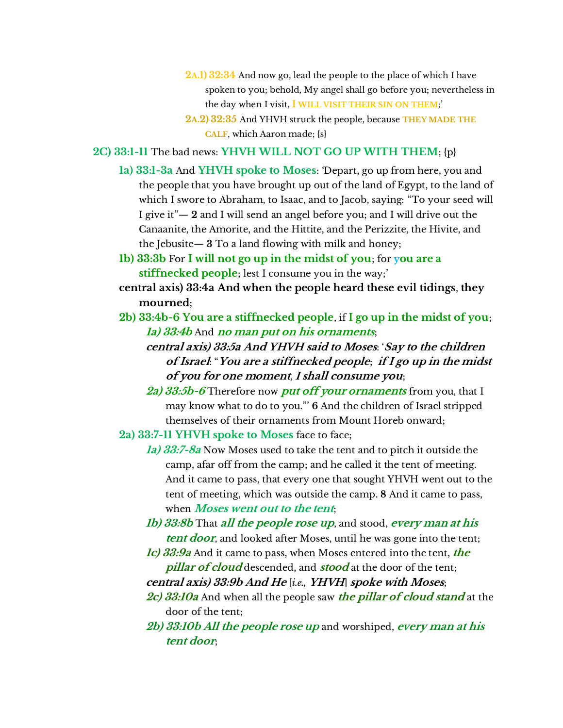**2A.1) 32:34** And now go, lead the people to the place of which I have spoken to you; behold, My angel shall go before you; nevertheless in the day when I visit, **I WILL VISIT THEIR SIN ON THEM**;'

**2A.2) 32:35** And YHVH struck the people, because **THEY MADE THE CALF**, which Aaron made; {s}

**2C) 33:1-11** The bad news: **YHVH WILL NOT GO UP WITH THEM**; {p}

- **1a) 33:1-3a** And **YHVH spoke to Moses**: 'Depart, go up from here, you and the people that you have brought up out of the land of Egypt, to the land of which I swore to Abraham, to Isaac, and to Jacob, saying: "To your seed will I give it"— **2** and I will send an angel before you; and I will drive out the Canaanite, the Amorite, and the Hittite, and the Perizzite, the Hivite, and the Jebusite— **3** To a land flowing with milk and honey;
- **1b) 33:3b** For **I will not go up in the midst of you**; for **you are a stiffnecked people**; lest I consume you in the way;'
- **central axis) 33:4a And when the people heard these evil tidings**, **they mourned**;
- **2b) 33:4b-6 You are a stiffnecked people**, if **I go up in the midst of you**;
  - ***1a) 33:4b*** And ***no man put on his ornaments***;
  - ***central axis) 33:5a And YHVH said to Moses***: '***Say to the children of Israel***: "***You are a stiffnecked people***; ***if I go up in the midst of you for one moment***, ***I shall consume you***;
  - ***2a) 33:5b-6*** Therefore now ***put off your ornaments*** from you, that I may know what to do to you."' **6** And the children of Israel stripped themselves of their ornaments from Mount Horeb onward;
- **2a) 33:7-11 YHVH spoke to Moses** face to face;
  - ***1a) 33:7-8a*** Now Moses used to take the tent and to pitch it outside the camp, afar off from the camp; and he called it the tent of meeting. And it came to pass, that every one that sought YHVH went out to the tent of meeting, which was outside the camp. **8** And it came to pass, when ***Moses went out to the tent***;
  - ***1b) 33:8b*** That ***all the people rose up***, and stood, ***every man at his tent door***, and looked after Moses, until he was gone into the tent;
  - ***1c) 33:9a*** And it came to pass, when Moses entered into the tent, ***the pillar of cloud*** descended, and ***stood*** at the door of the tent;
  - ***central axis) 33:9b And He*** [*i.e.,* ***YHVH***] ***spoke with Moses***;
  - ***2c) 33:10a*** And when all the people saw ***the pillar of cloud stand*** at the door of the tent;
  - ***2b) 33:10b All the people rose up*** and worshiped, ***every man at his tent door***;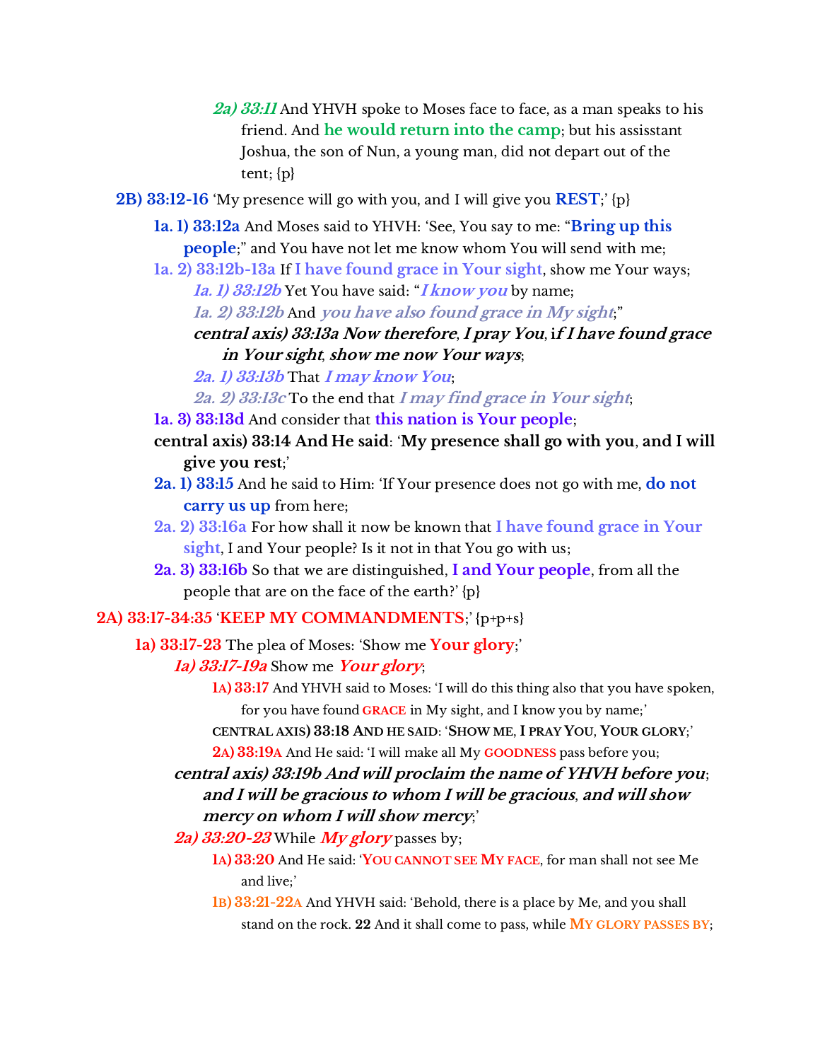*2a) 33:11* And YHVH spoke to Moses face to face, as a man speaks to his friend. And **he would return into the camp**; but his assisstant Joshua, the son of Nun, a young man, did not depart out of the tent; {p}

**2B) 33:12-16** ‘My presence will go with you, and I will give you **REST**;’ {p}

- **1a. 1) 33:12a** And Moses said to YHVH: ‘See, You say to me: “**Bring up this people**;” and You have not let me know whom You will send with me;
- **1a. 2) 33:12b-13a** If **I have found grace in Your sight**, show me Your ways;
  - ***1a. 1) 33:12b*** Yet You have said: “***I know you*** by name;
  - ***1a. 2) 33:12b*** And ***you have also found grace in My sight***;”
  - ***central axis) 33:13a Now therefore*, *I pray You*, *if I have found grace in Your sight*, *show me now Your ways***;
  - ***2a. 1) 33:13b*** That ***I may know You***;
  - ***2a. 2) 33:13c*** To the end that ***I may find grace in Your sight***;
- **1a. 3) 33:13d** And consider that **this nation is Your people**;
- **central axis) 33:14 And He said**: ‘**My presence shall go with you**, **and I will give you rest**;’
- **2a. 1) 33:15** And he said to Him: ‘If Your presence does not go with me, **do not carry us up** from here;
- **2a. 2) 33:16a** For how shall it now be known that **I have found grace in Your sight**, I and Your people? Is it not in that You go with us;
- **2a. 3) 33:16b** So that we are distinguished, **I and Your people**, from all the people that are on the face of the earth?’ {p}

**2A) 33:17-34:35** ‘**KEEP MY COMMANDMENTS**;’ {p+p+s}

**1a) 33:17-23** The plea of Moses: ‘Show me **Your glory**;’

***1a) 33:17-19a*** Show me ***Your glory***;

- **1A) 33:17** And YHVH said to Moses: ‘I will do this thing also that you have spoken, for you have found **GRACE** in My sight, and I know you by name;’
- **CENTRAL AXIS) 33:18 AND HE SAID**: ‘**SHOW ME**, **I PRAY YOU**, **YOUR GLORY**;’
- **2A) 33:19A** And He said: ‘I will make all My **GOODNESS** pass before you;

***central axis) 33:19b And will proclaim the name of YHVH before you*; *and I will be gracious to whom I will be gracious*, *and will show mercy on whom I will show mercy***;’

***2a) 33:20-23*** While ***My glory*** passes by;

- **1A) 33:20** And He said: ‘**YOU CANNOT SEE MY FACE**, for man shall not see Me and live;’
- **1B) 33:21-22A** And YHVH said: ‘Behold, there is a place by Me, and you shall stand on the rock. **22** And it shall come to pass, while **MY GLORY PASSES BY**;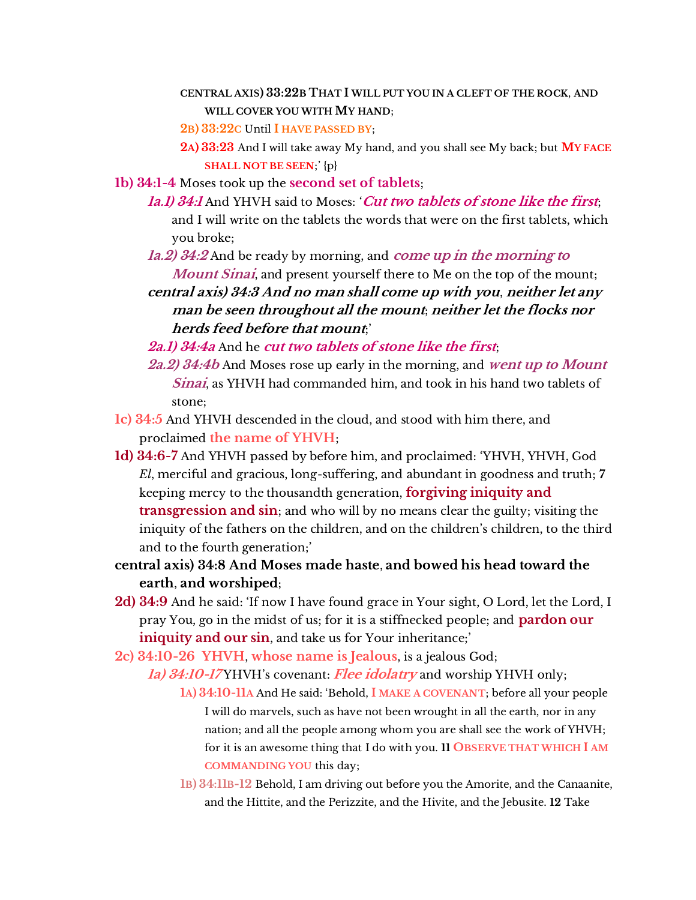**CENTRAL AXIS) 33:22B THAT I WILL PUT YOU IN A CLEFT OF THE ROCK, AND WILL COVER YOU WITH MY HAND;**

**2B) 33:22C** Until **I HAVE PASSED BY**;

**2A) 33:23** And I will take away My hand, and you shall see My back; but **MY FACE SHALL NOT BE SEEN**;' {p}

**1b) 34:1-4** Moses took up the **second set of tablets**;

*1a.1) 34:1* And YHVH said to Moses: '***Cut two tablets of stone like the first***; and I will write on the tablets the words that were on the first tablets, which you broke;

*1a.2) 34:2* And be ready by morning, and ***come up in the morning to Mount Sinai***, and present yourself there to Me on the top of the mount;

***central axis) 34:3 And no man shall come up with you, neither let any man be seen throughout all the mount; neither let the flocks nor herds feed before that mount;'***

*2a.1) 34:4a* And he ***cut two tablets of stone like the first***;

*2a.2) 34:4b* And Moses rose up early in the morning, and ***went up to Mount Sinai***, as YHVH had commanded him, and took in his hand two tablets of stone;

**1c) 34:5** And YHVH descended in the cloud, and stood with him there, and proclaimed **the name of YHVH**;

**1d) 34:6-7** And YHVH passed by before him, and proclaimed: 'YHVH, YHVH, God *El*, merciful and gracious, long-suffering, and abundant in goodness and truth; **7** keeping mercy to the thousandth generation, **forgiving iniquity and transgression and sin**; and who will by no means clear the guilty; visiting the iniquity of the fathers on the children, and on the children's children, to the third and to the fourth generation;'

**central axis) 34:8 And Moses made haste, and bowed his head toward the earth, and worshiped;**

**2d) 34:9** And he said: 'If now I have found grace in Your sight, O Lord, let the Lord, I pray You, go in the midst of us; for it is a stiffnecked people; and **pardon our iniquity and our sin**, and take us for Your inheritance;'

**2c) 34:10-26 YHVH, whose name is Jealous**, is a jealous God;

*1a) 34:10-17* YHVH's covenant: ***Flee idolatry*** and worship YHVH only;

**1A) 34:10-11A** And He said: 'Behold, **I MAKE A COVENANT**; before all your people I will do marvels, such as have not been wrought in all the earth, nor in any nation; and all the people among whom you are shall see the work of YHVH; for it is an awesome thing that I do with you. **11 OBSERVE THAT WHICH I AM COMMANDING YOU** this day;

**1B) 34:11B-12** Behold, I am driving out before you the Amorite, and the Canaanite, and the Hittite, and the Perizzite, and the Hivite, and the Jebusite. **12** Take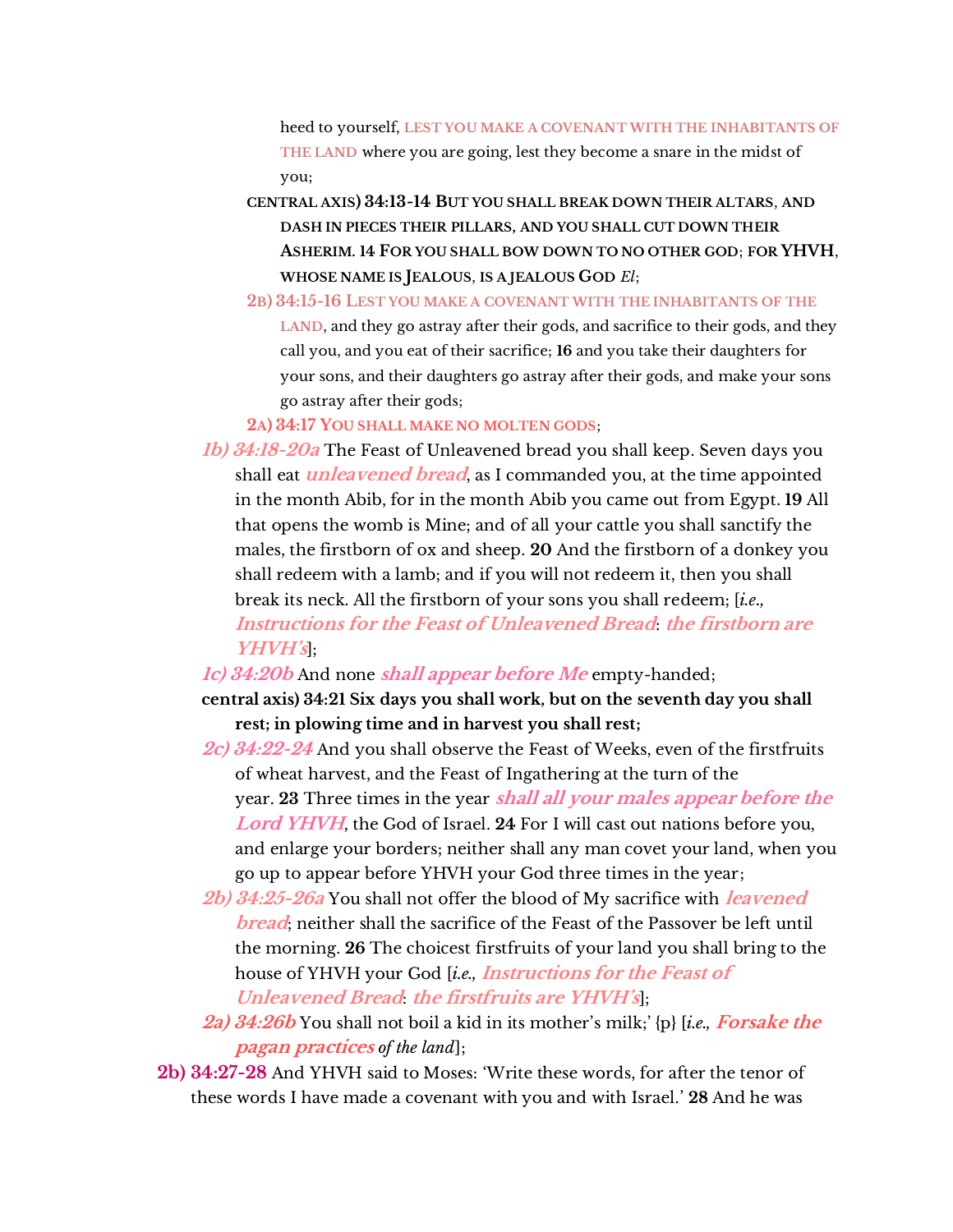heed to yourself, **LEST YOU MAKE A COVENANT WITH THE INHABITANTS OF THE LAND** where you are going, lest they become a snare in the midst of you;

**CENTRAL AXIS) 34:13-14 BUT YOU SHALL BREAK DOWN THEIR ALTARS, AND DASH IN PIECES THEIR PILLARS, AND YOU SHALL CUT DOWN THEIR ASHERIM. 14 FOR YOU SHALL BOW DOWN TO NO OTHER GOD; FOR YHVH, WHOSE NAME IS JEALOUS, IS A JEALOUS GOD** ***El***;

**2B) 34:15-16 LEST YOU MAKE A COVENANT WITH THE INHABITANTS OF THE LAND**, and they go astray after their gods, and sacrifice to their gods, and they call you, and you eat of their sacrifice; **16** and you take their daughters for your sons, and their daughters go astray after their gods, and make your sons go astray after their gods;

**2A) 34:17 YOU SHALL MAKE NO MOLTEN GODS**;

***1b) 34:18-20a*** The Feast of Unleavened bread you shall keep. Seven days you shall eat ***unleavened bread***, as I commanded you, at the time appointed in the month Abib, for in the month Abib you came out from Egypt. **19** All that opens the womb is Mine; and of all your cattle you shall sanctify the males, the firstborn of ox and sheep. **20** And the firstborn of a donkey you shall redeem with a lamb; and if you will not redeem it, then you shall break its neck. All the firstborn of your sons you shall redeem; [*i.e.,* ***Instructions for the Feast of Unleavened Bread***: ***the firstborn are YHVH's***];

***1c) 34:20b*** And none ***shall appear before Me*** empty-handed;

**central axis) 34:21 Six days you shall work, but on the seventh day you shall rest; in plowing time and in harvest you shall rest;**

***2c) 34:22-24*** And you shall observe the Feast of Weeks, even of the firstfruits of wheat harvest, and the Feast of Ingathering at the turn of the year. **23** Three times in the year ***shall all your males appear before the Lord YHVH***, the God of Israel. **24** For I will cast out nations before you, and enlarge your borders; neither shall any man covet your land, when you go up to appear before YHVH your God three times in the year;

***2b) 34:25-26a*** You shall not offer the blood of My sacrifice with ***leavened bread***; neither shall the sacrifice of the Feast of the Passover be left until the morning. **26** The choicest firstfruits of your land you shall bring to the house of YHVH your God [*i.e.,* ***Instructions for the Feast of Unleavened Bread***: ***the firstfruits are YHVH's***];

***2a) 34:26b*** You shall not boil a kid in its mother's milk;' {p} [*i.e.,* ***Forsake the pagan practices*** *of the land*];

**2b) 34:27-28** And YHVH said to Moses: 'Write these words, for after the tenor of these words I have made a covenant with you and with Israel.' **28** And he was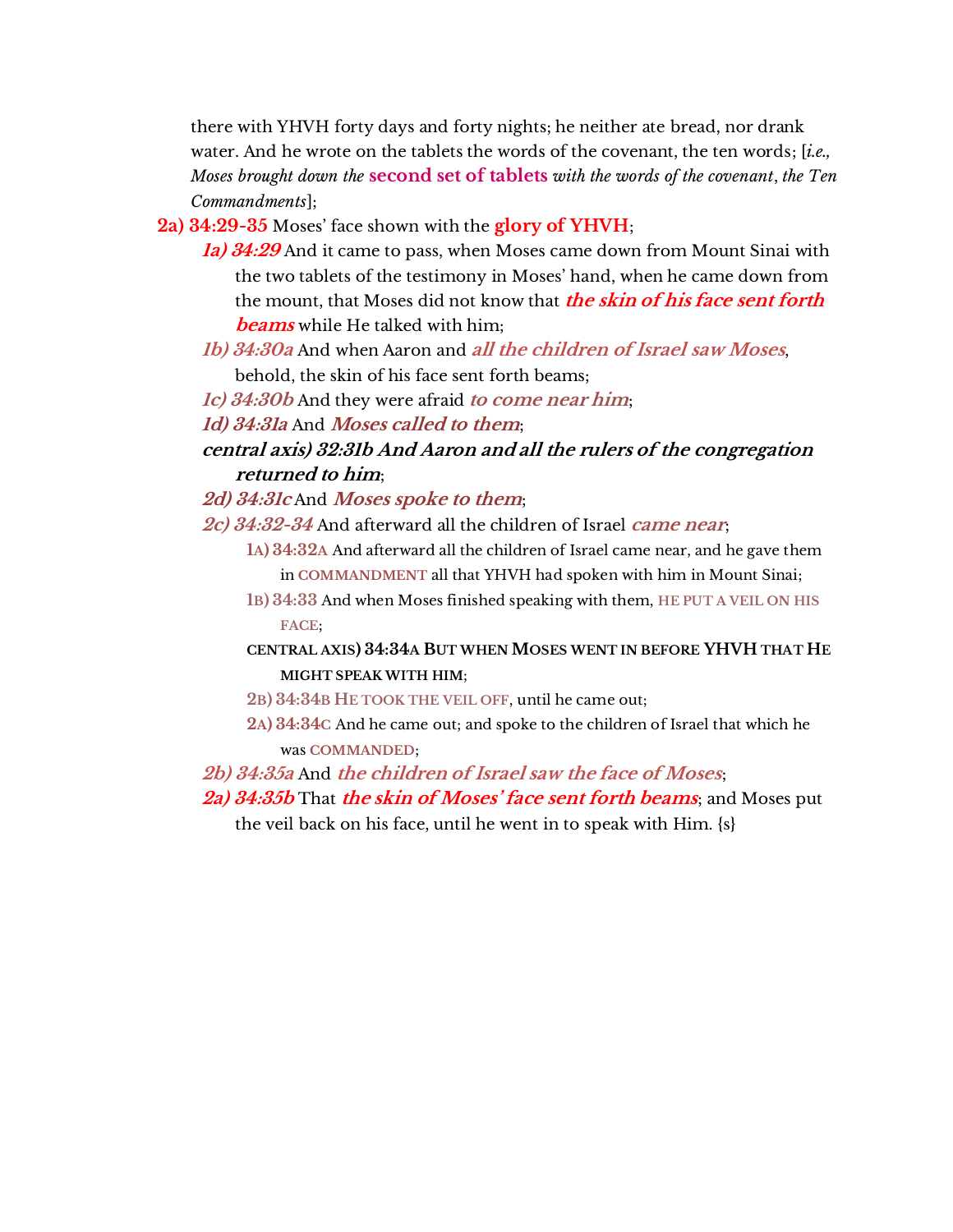there with YHVH forty days and forty nights; he neither ate bread, nor drank water. And he wrote on the tablets the words of the covenant, the ten words; [*i.e., Moses brought down the* **second set of tablets** *with the words of the covenant, the Ten Commandments*];

**2a) 34:29-35** Moses' face shown with the **glory of YHVH**;

- ***1a) 34:29*** And it came to pass, when Moses came down from Mount Sinai with the two tablets of the testimony in Moses' hand, when he came down from the mount, that Moses did not know that ***the skin of his face sent forth beams*** while He talked with him;
- ***1b) 34:30a*** And when Aaron and ***all the children of Israel saw Moses***, behold, the skin of his face sent forth beams;
- ***1c) 34:30b*** And they were afraid ***to come near him***;
- ***1d) 34:31a*** And ***Moses called to them***;
- ***central axis) 32:31b And Aaron and all the rulers of the congregation returned to him***;
- ***2d) 34:31c*** And ***Moses spoke to them***;
- ***2c) 34:32-34*** And afterward all the children of Israel ***came near***;
  - **1A) 34:32A** And afterward all the children of Israel came near, and he gave them in **COMMANDMENT** all that YHVH had spoken with him in Mount Sinai;
  - **1B) 34:33** And when Moses finished speaking with them, **HE PUT A VEIL ON HIS FACE**;
  - **CENTRAL AXIS) 34:34A BUT WHEN MOSES WENT IN BEFORE YHVH THAT HE MIGHT SPEAK WITH HIM**;
  - **2B) 34:34B HE TOOK THE VEIL OFF**, until he came out;
  - **2A) 34:34C** And he came out; and spoke to the children of Israel that which he was **COMMANDED**;
- ***2b) 34:35a*** And ***the children of Israel saw the face of Moses***;
- ***2a) 34:35b*** That ***the skin of Moses' face sent forth beams***; and Moses put the veil back on his face, until he went in to speak with Him. {s}